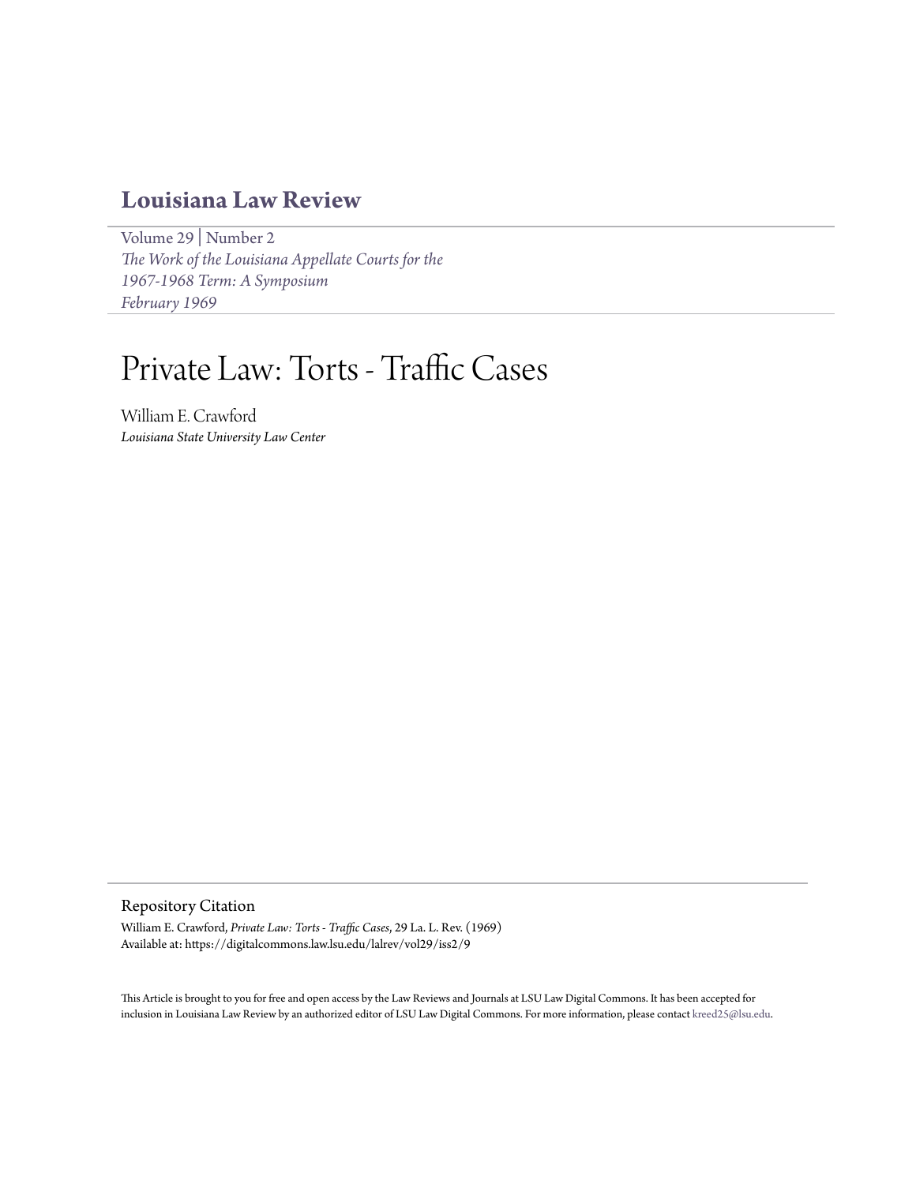# Louisiana Law Review

Volume 29 | Number 2
*The Work of the Louisiana Appellate Courts for the 1967-1968 Term: A Symposium*
*February 1969*

# Private Law: Torts - Traffic Cases

William E. Crawford
*Louisiana State University Law Center*

## Repository Citation

William E. Crawford, *Private Law: Torts - Traffic Cases*, 29 La. L. Rev. (1969)
Available at: https://digitalcommons.law.lsu.edu/lalrev/vol29/iss2/9

This Article is brought to you for free and open access by the Law Reviews and Journals at LSU Law Digital Commons. It has been accepted for inclusion in Louisiana Law Review by an authorized editor of LSU Law Digital Commons. For more information, please contact kreed25@lsu.edu.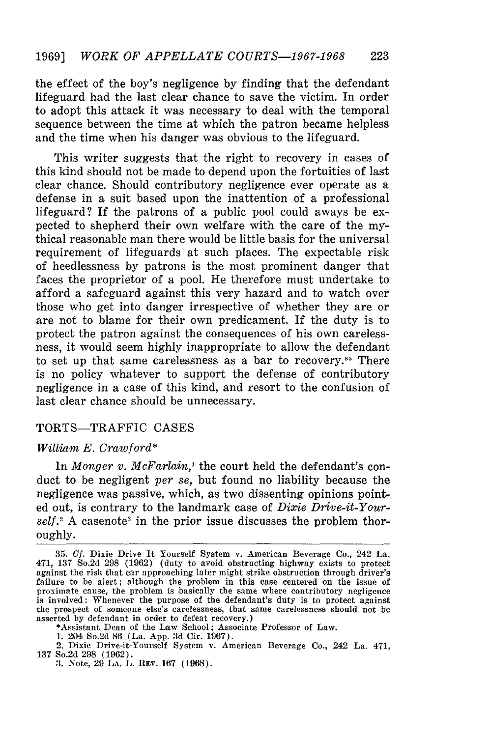the effect of the boy's negligence by finding that the defendant lifeguard had the last clear chance to save the victim. In order to adopt this attack it was necessary to deal with the temporal sequence between the time at which the patron became helpless and the time when his danger was obvious to the lifeguard.

This writer suggests that the right to recovery in cases of this kind should not be made to depend upon the fortuities of last clear chance. Should contributory negligence ever operate as a defense in a suit based upon the inattention of a professional lifeguard? If the patrons of a public pool could aways be expected to shepherd their own welfare with the care of the mythical reasonable man there would be little basis for the universal requirement of lifeguards at such places. The expectable risk of heedlessness by patrons is the most prominent danger that faces the proprietor of a pool. He therefore must undertake to afford a safeguard against this very hazard and to watch over those who get into danger irrespective of whether they are or are not to blame for their own predicament. If the duty is to protect the patron against the consequences of his own carelessness, it would seem highly inappropriate to allow the defendant to set up that same carelessness as a bar to recovery.[35] There is no policy whatever to support the defense of contributory negligence in a case of this kind, and resort to the confusion of last clear chance should be unnecessary.

## TORTS—TRAFFIC CASES

*William E. Crawford**

In *Monger v. McFarlain*,[1] the court held the defendant's conduct to be negligent *per se*, but found no liability because the negligence was passive, which, as two dissenting opinions pointed out, is contrary to the landmark case of *Dixie Drive-it-Yourself*.[2] A casenote[3] in the prior issue discusses the problem thoroughly.

---

35. *Cf.* Dixie Drive It Yourself System v. American Beverage Co., 242 La. 471, 137 So.2d 298 (1962) (duty to avoid obstructing highway exists to protect against the risk that car approaching later might strike obstruction through driver's failure to be alert; although the problem in this case centered on the issue of proximate cause, the problem is basically the same where contributory negligence is involved: Whenever the purpose of the defendant's duty is to protect against the prospect of someone else's carelessness, that same carelessness should not be asserted by defendant in order to defeat recovery.)

*Assistant Dean of the Law School; Associate Professor of Law.

1. 204 So.2d 86 (La. App. 3d Cir. 1967).

2. Dixie Drive-it-Yourself System v. American Beverage Co., 242 La. 471, 137 So.2d 298 (1962).

3. Note, 29 LA. L. REV. 167 (1968).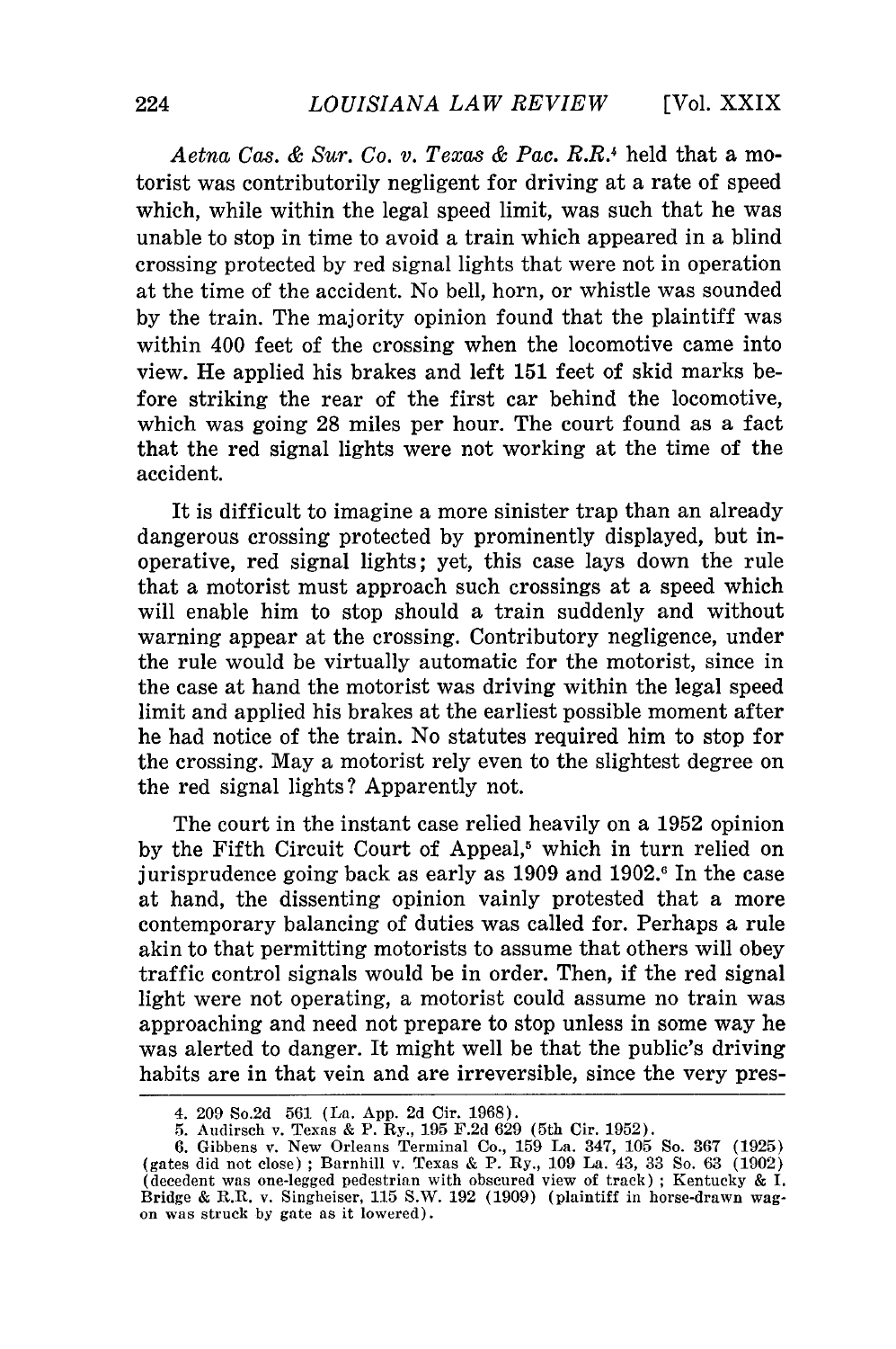*Aetna Cas. & Sur. Co. v. Texas & Pac. R.R.*[4] held that a motorist was contributorily negligent for driving at a rate of speed which, while within the legal speed limit, was such that he was unable to stop in time to avoid a train which appeared in a blind crossing protected by red signal lights that were not in operation at the time of the accident. No bell, horn, or whistle was sounded by the train. The majority opinion found that the plaintiff was within 400 feet of the crossing when the locomotive came into view. He applied his brakes and left 151 feet of skid marks before striking the rear of the first car behind the locomotive, which was going 28 miles per hour. The court found as a fact that the red signal lights were not working at the time of the accident.

It is difficult to imagine a more sinister trap than an already dangerous crossing protected by prominently displayed, but inoperative, red signal lights; yet, this case lays down the rule that a motorist must approach such crossings at a speed which will enable him to stop should a train suddenly and without warning appear at the crossing. Contributory negligence, under the rule would be virtually automatic for the motorist, since in the case at hand the motorist was driving within the legal speed limit and applied his brakes at the earliest possible moment after he had notice of the train. No statutes required him to stop for the crossing. May a motorist rely even to the slightest degree on the red signal lights? Apparently not.

The court in the instant case relied heavily on a 1952 opinion by the Fifth Circuit Court of Appeal,[5] which in turn relied on jurisprudence going back as early as 1909 and 1902.[6] In the case at hand, the dissenting opinion vainly protested that a more contemporary balancing of duties was called for. Perhaps a rule akin to that permitting motorists to assume that others will obey traffic control signals would be in order. Then, if the red signal light were not operating, a motorist could assume no train was approaching and need not prepare to stop unless in some way he was alerted to danger. It might well be that the public's driving habits are in that vein and are irreversible, since the very pres-

---

4. 209 So.2d 561 (La. App. 2d Cir. 1968).

5. Audirsch v. Texas & P. Ry., 195 F.2d 629 (5th Cir. 1952).

6. Gibbens v. New Orleans Terminal Co., 159 La. 347, 105 So. 367 (1925) (gates did not close); Barnhill v. Texas & P. Ry., 109 La. 43, 33 So. 63 (1902) (decedent was one-legged pedestrian with obscured view of track); Kentucky & I. Bridge & R.R. v. Singheiser, 115 S.W. 192 (1909) (plaintiff in horse-drawn wagon was struck by gate as it lowered).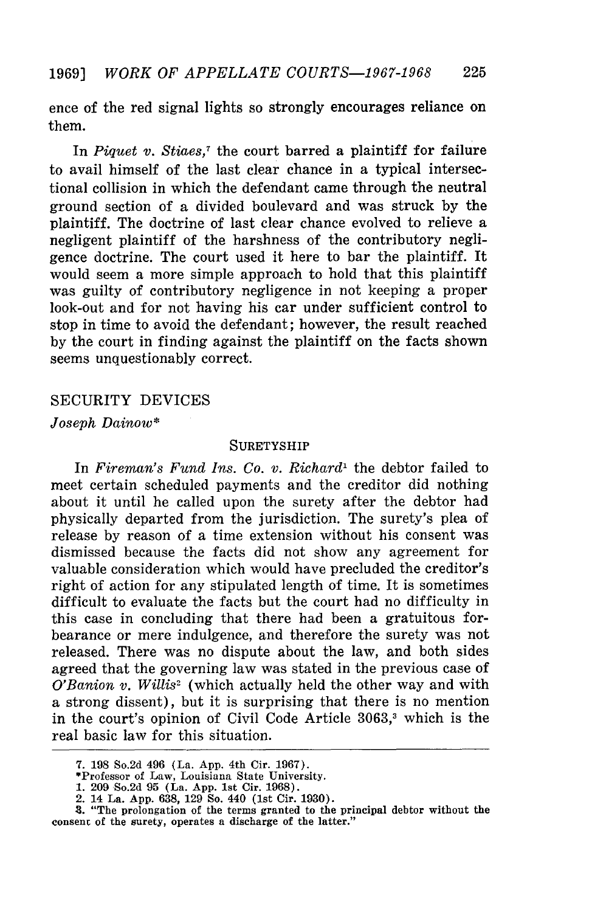ence of the red signal lights so strongly encourages reliance on them.

In *Piquet v. Stiaes*,[7] the court barred a plaintiff for failure to avail himself of the last clear chance in a typical intersectional collision in which the defendant came through the neutral ground section of a divided boulevard and was struck by the plaintiff. The doctrine of last clear chance evolved to relieve a negligent plaintiff of the harshness of the contributory negligence doctrine. The court used it here to bar the plaintiff. It would seem a more simple approach to hold that this plaintiff was guilty of contributory negligence in not keeping a proper look-out and for not having his car under sufficient control to stop in time to avoid the defendant; however, the result reached by the court in finding against the plaintiff on the facts shown seems unquestionably correct.

## SECURITY DEVICES

*Joseph Dainow**

### SURETYSHIP

In *Fireman's Fund Ins. Co. v. Richard*[1] the debtor failed to meet certain scheduled payments and the creditor did nothing about it until he called upon the surety after the debtor had physically departed from the jurisdiction. The surety's plea of release by reason of a time extension without his consent was dismissed because the facts did not show any agreement for valuable consideration which would have precluded the creditor's right of action for any stipulated length of time. It is sometimes difficult to evaluate the facts but the court had no difficulty in this case in concluding that there had been a gratuitous forbearance or mere indulgence, and therefore the surety was not released. There was no dispute about the law, and both sides agreed that the governing law was stated in the previous case of *O'Banion v. Willis*[2] (which actually held the other way and with a strong dissent), but it is surprising that there is no mention in the court's opinion of Civil Code Article 3063,[3] which is the real basic law for this situation.

---

7. 198 So.2d 496 (La. App. 4th Cir. 1967).

*Professor of Law, Louisiana State University.

1. 209 So.2d 95 (La. App. 1st Cir. 1968).

2. 14 La. App. 638, 129 So. 440 (1st Cir. 1930).

3. "The prolongation of the terms granted to the principal debtor without the consent of the surety, operates a discharge of the latter."